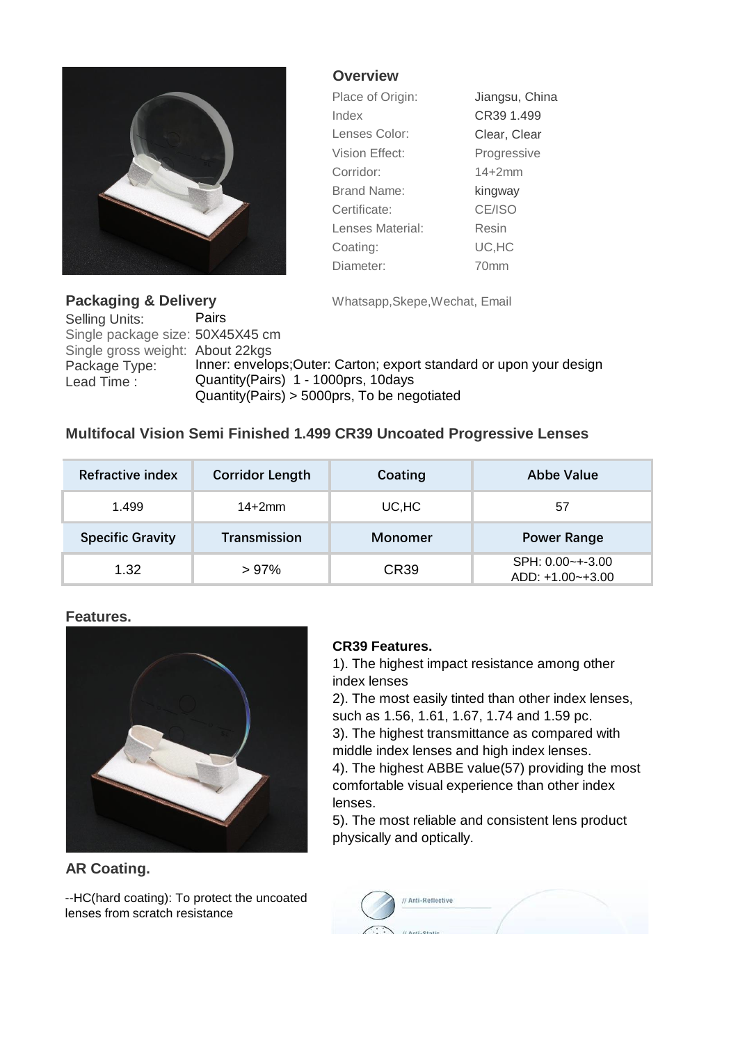## Overview

| | |
|---|---|
| Place of Origin: | Jiangsu, China |
| Index | CR39 1.499 |
| Lenses Color: | Clear, Clear |
| Vision Effect: | Progressive |
| Corridor: | 14+2mm |
| Brand Name: | kingway |
| Certificate: | CE/ISO |
| Lenses Material: | Resin |
| Coating: | UC,HC |
| Diameter: | 70mm |

Whatsapp,Skepe,Wechat, Email

## Packaging & Delivery

| | |
|---|---|
| Selling Units: | Pairs |
| Single package size: | 50X45X45 cm |
| Single gross weight: | About 22kgs |
| Package Type: | Inner: envelops;Outer: Carton; export standard or upon your design |
| Lead Time : | Quantity(Pairs) 1 - 1000prs, 10days<br>Quantity(Pairs) > 5000prs, To be negotiated |

## Multifocal Vision Semi Finished 1.499 CR39 Uncoated Progressive Lenses

| Refractive index | Corridor Length | Coating | Abbe Value |
|---|---|---|---|
| 1.499 | 14+2mm | UC,HC | 57 |
| **Specific Gravity** | **Transmission** | **Monomer** | **Power Range** |
| 1.32 | > 97% | CR39 | SPH: 0.00~+-3.00<br>ADD: +1.00~+3.00 |

### Features.

**CR39 Features.**

1). The highest impact resistance among other index lenses

2). The most easily tinted than other index lenses, such as 1.56, 1.61, 1.67, 1.74 and 1.59 pc.

3). The highest transmittance as compared with middle index lenses and high index lenses.

4). The highest ABBE value(57) providing the most comfortable visual experience than other index lenses.

5). The most reliable and consistent lens product physically and optically.

### AR Coating.

--HC(hard coating): To protect the uncoated lenses from scratch resistance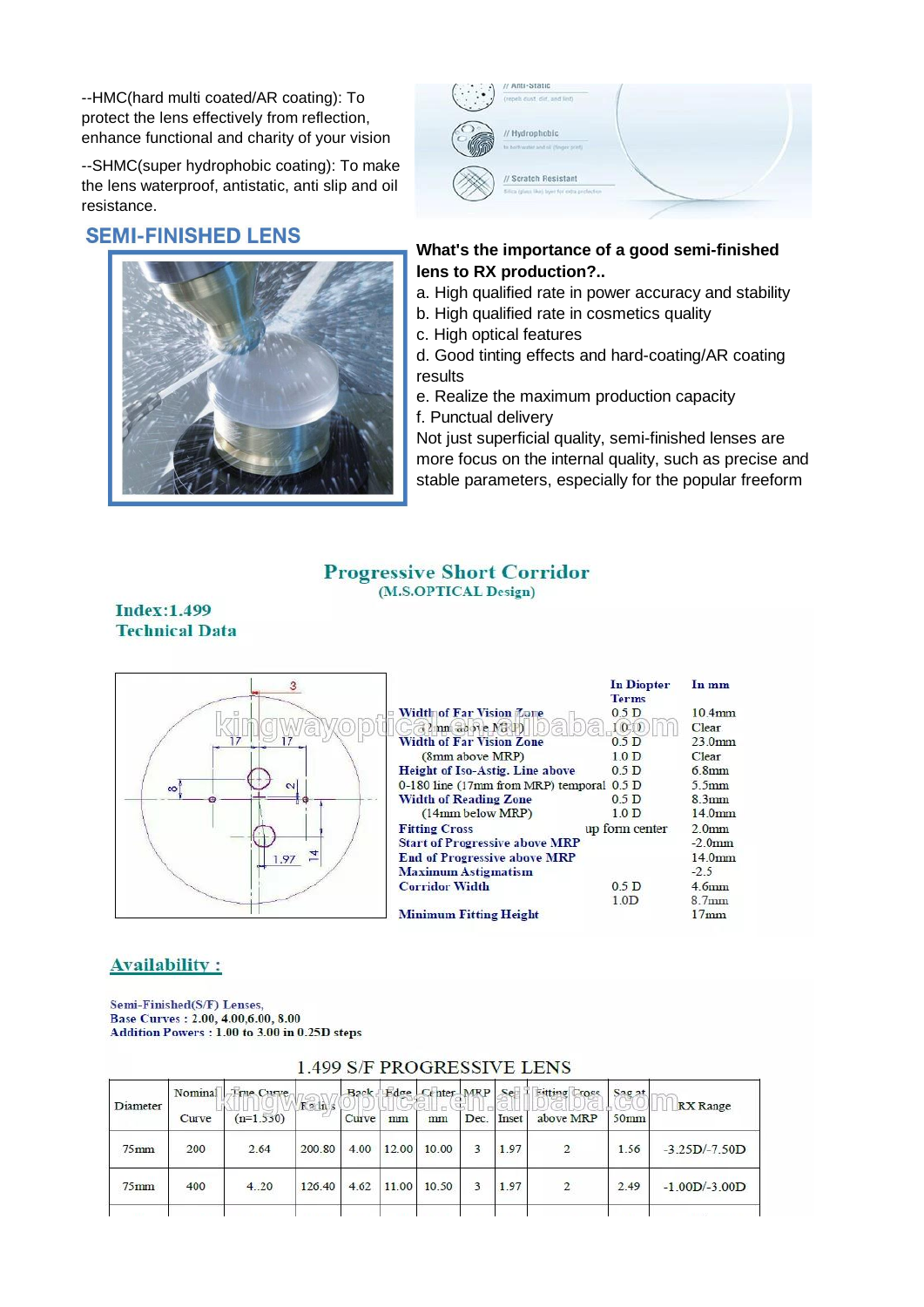--HMC(hard multi coated/AR coating): To protect the lens effectively from reflection, enhance functional and charity of your vision

--SHMC(super hydrophobic coating): To make the lens waterproof, antistatic, anti slip and oil resistance.

## SEMI-FINISHED LENS

**What's the importance of a good semi-finished lens to RX production?..**

a. High qualified rate in power accuracy and stability
b. High qualified rate in cosmetics quality
c. High optical features
d. Good tinting effects and hard-coating/AR coating results
e. Realize the maximum production capacity
f. Punctual delivery

Not just superficial quality, semi-finished lenses are more focus on the internal quality, such as precise and stable parameters, especially for the popular freeform

## Progressive Short Corridor

(M.S.OPTICAL Design)

**Index:1.499**
**Technical Data**

| | In Diopter Terms | In mm |
|---|---|---|
| **Width of Far Vision Zone** | 0.5 D | 10.4mm |
| (2mm above MRP) | 1.0 D | Clear |
| **Width of Far Vision Zone** | 0.5 D | 23.0mm |
| (8mm above MRP) | 1.0 D | Clear |
| **Height of Iso-Astig. Line above** | 0.5 D | 6.8mm |
| 0-180 line (17mm from MRP) temporal | 0.5 D | 5.5mm |
| **Width of Reading Zone** | 0.5 D | 8.3mm |
| (14mm below MRP) | 1.0 D | 14.0mm |
| **Fitting Cross** | up form center | 2.0mm |
| **Start of Progressive above MRP** | | -2.0mm |
| **End of Progressive above MRP** | | 14.0mm |
| **Maximum Astigmatism** | | -2.5 |
| **Corridor Width** | 0.5 D | 4.6mm |
| | 1.0D | 8.7mm |
| **Minimum Fitting Height** | | 17mm |

## Availability :

Semi-Finished(S/F) Lenses,
Base Curves : 2.00, 4.00,6.00, 8.00
Addition Powers : 1.00 to 3.00 in 0.25D steps

### 1.499 S/F PROGRESSIVE LENS

| Diameter | Nominal Curve | True Curve (n=1.530) | Radius | Back Curve | Edge mm | Center mm | MRP Dec. | Seg Inset | Fitting Cross above MRP | Sag at 50mm | RX Range |
|---|---|---|---|---|---|---|---|---|---|---|---|
| 75mm | 200 | 2.64 | 200.80 | 4.00 | 12.00 | 10.00 | 3 | 1.97 | 2 | 1.56 | -3.25D/-7.50D |
| 75mm | 400 | 4..20 | 126.40 | 4.62 | 11.00 | 10.50 | 3 | 1.97 | 2 | 2.49 | -1.00D/-3.00D |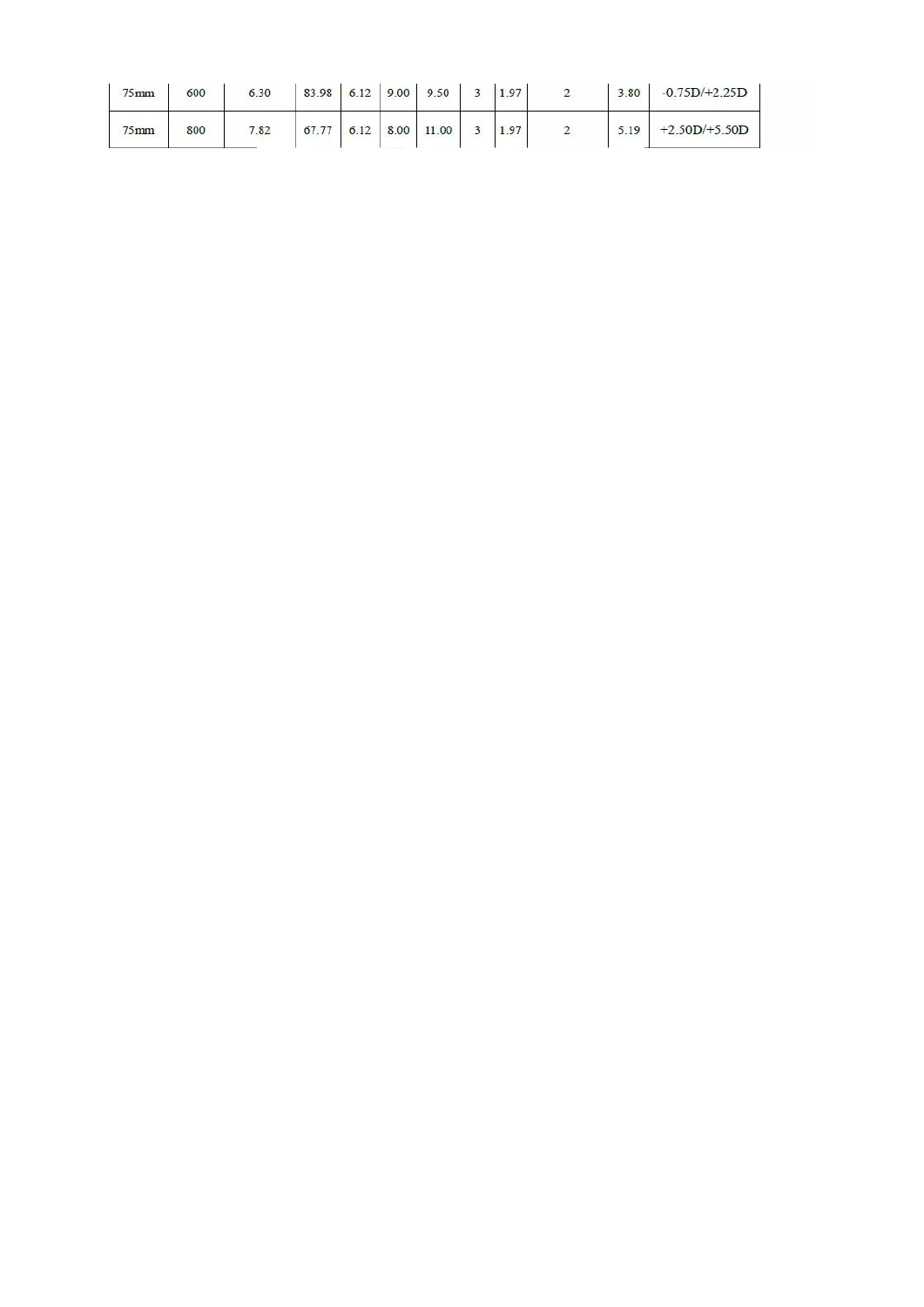| | | | | | | | | | | | |
|---|---|---|---|---|---|---|---|---|---|---|---|
| 75mm | 600 | 6.30 | 83.98 | 6.12 | 9.00 | 9.50 | 3 | 1.97 | 2 | 3.80 | -0.75D/+2.25D |
| 75mm | 800 | 7.82 | 67.77 | 6.12 | 8.00 | 11.00 | 3 | 1.97 | 2 | 5.19 | +2.50D/+5.50D |